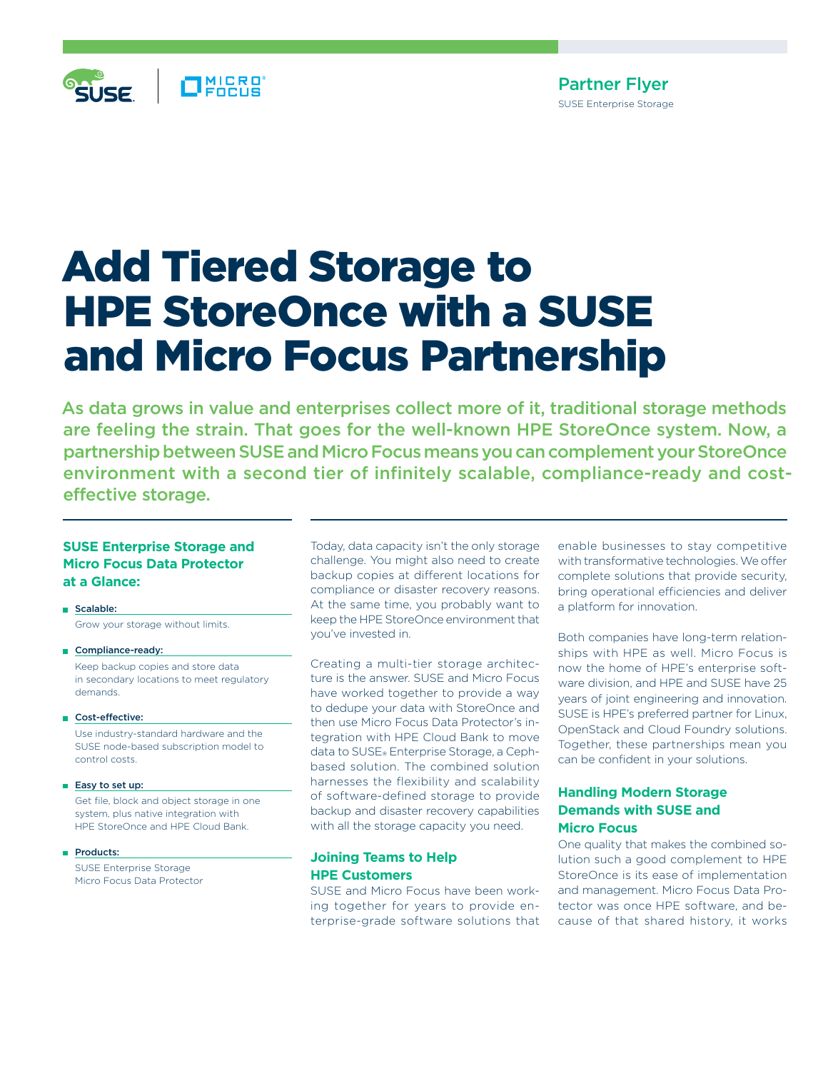Partner Flyer
SUSE Enterprise Storage

# Add Tiered Storage to HPE StoreOnce with a SUSE and Micro Focus Partnership

**As data grows in value and enterprises collect more of it, traditional storage methods are feeling the strain. That goes for the well-known HPE StoreOnce system. Now, a partnership between SUSE and Micro Focus means you can complement your StoreOnce environment with a second tier of infinitely scalable, compliance-ready and cost-effective storage.**

### SUSE Enterprise Storage and Micro Focus Data Protector at a Glance:

- **Scalable:**
  Grow your storage without limits.
- **Compliance-ready:**
  Keep backup copies and store data in secondary locations to meet regulatory demands.
- **Cost-effective:**
  Use industry-standard hardware and the SUSE node-based subscription model to control costs.
- **Easy to set up:**
  Get file, block and object storage in one system, plus native integration with HPE StoreOnce and HPE Cloud Bank.
- **Products:**
  SUSE Enterprise Storage
  Micro Focus Data Protector

Today, data capacity isn't the only storage challenge. You might also need to create backup copies at different locations for compliance or disaster recovery reasons. At the same time, you probably want to keep the HPE StoreOnce environment that you've invested in.

Creating a multi-tier storage architecture is the answer. SUSE and Micro Focus have worked together to provide a way to dedupe your data with StoreOnce and then use Micro Focus Data Protector's integration with HPE Cloud Bank to move data to SUSE® Enterprise Storage, a Ceph-based solution. The combined solution harnesses the flexibility and scalability of software-defined storage to provide backup and disaster recovery capabilities with all the storage capacity you need.

## Joining Teams to Help HPE Customers

SUSE and Micro Focus have been working together for years to provide enterprise-grade software solutions that enable businesses to stay competitive with transformative technologies. We offer complete solutions that provide security, bring operational efficiencies and deliver a platform for innovation.

Both companies have long-term relationships with HPE as well. Micro Focus is now the home of HPE's enterprise software division, and HPE and SUSE have 25 years of joint engineering and innovation. SUSE is HPE's preferred partner for Linux, OpenStack and Cloud Foundry solutions. Together, these partnerships mean you can be confident in your solutions.

## Handling Modern Storage Demands with SUSE and Micro Focus

One quality that makes the combined solution such a good complement to HPE StoreOnce is its ease of implementation and management. Micro Focus Data Protector was once HPE software, and because of that shared history, it works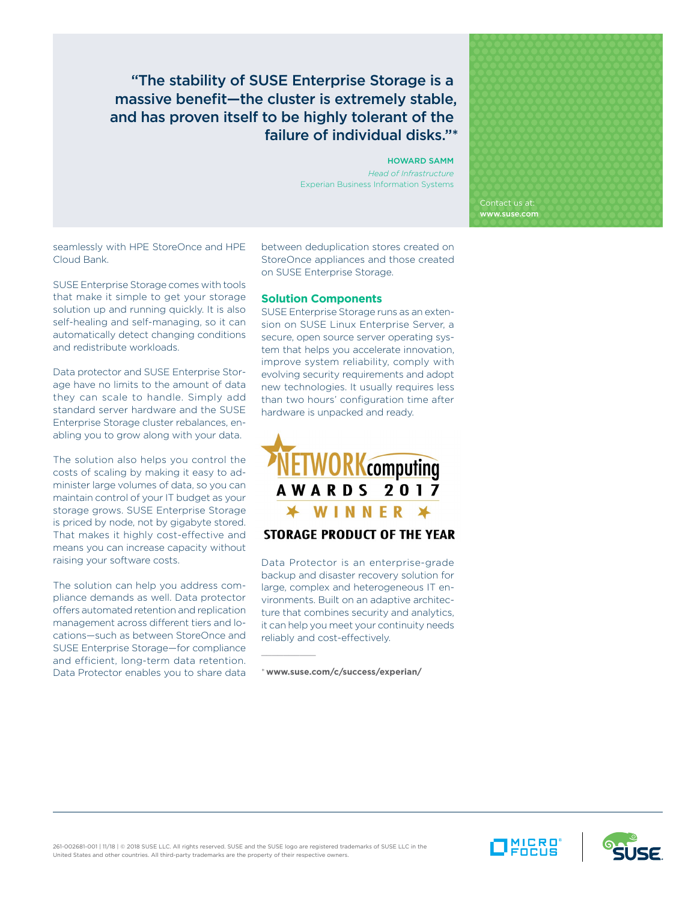> "The stability of SUSE Enterprise Storage is a massive benefit—the cluster is extremely stable, and has proven itself to be highly tolerant of the failure of individual disks."*
>
> **HOWARD SAMM**
> *Head of Infrastructure*
> Experian Business Information Systems

Contact us at:
**www.suse.com**

seamlessly with HPE StoreOnce and HPE Cloud Bank.

SUSE Enterprise Storage comes with tools that make it simple to get your storage solution up and running quickly. It is also self-healing and self-managing, so it can automatically detect changing conditions and redistribute workloads.

Data protector and SUSE Enterprise Storage have no limits to the amount of data they can scale to handle. Simply add standard server hardware and the SUSE Enterprise Storage cluster rebalances, enabling you to grow along with your data.

The solution also helps you control the costs of scaling by making it easy to administer large volumes of data, so you can maintain control of your IT budget as your storage grows. SUSE Enterprise Storage is priced by node, not by gigabyte stored. That makes it highly cost-effective and means you can increase capacity without raising your software costs.

The solution can help you address compliance demands as well. Data protector offers automated retention and replication management across different tiers and locations—such as between StoreOnce and SUSE Enterprise Storage—for compliance and efficient, long-term data retention. Data Protector enables you to share data between deduplication stores created on StoreOnce appliances and those created on SUSE Enterprise Storage.

## Solution Components

SUSE Enterprise Storage runs as an extension on SUSE Linux Enterprise Server, a secure, open source server operating system that helps you accelerate innovation, improve system reliability, comply with evolving security requirements and adopt new technologies. It usually requires less than two hours' configuration time after hardware is unpacked and ready.

NETWORK computing AWARDS 2017
WINNER
STORAGE PRODUCT OF THE YEAR

Data Protector is an enterprise-grade backup and disaster recovery solution for large, complex and heterogeneous IT environments. Built on an adaptive architecture that combines security and analytics, it can help you meet your continuity needs reliably and cost-effectively.

---

\* **www.suse.com/c/success/experian/**

261-002681-001 | 11/18 | © 2018 SUSE LLC. All rights reserved. SUSE and the SUSE logo are registered trademarks of SUSE LLC in the United States and other countries. All third-party trademarks are the property of their respective owners.